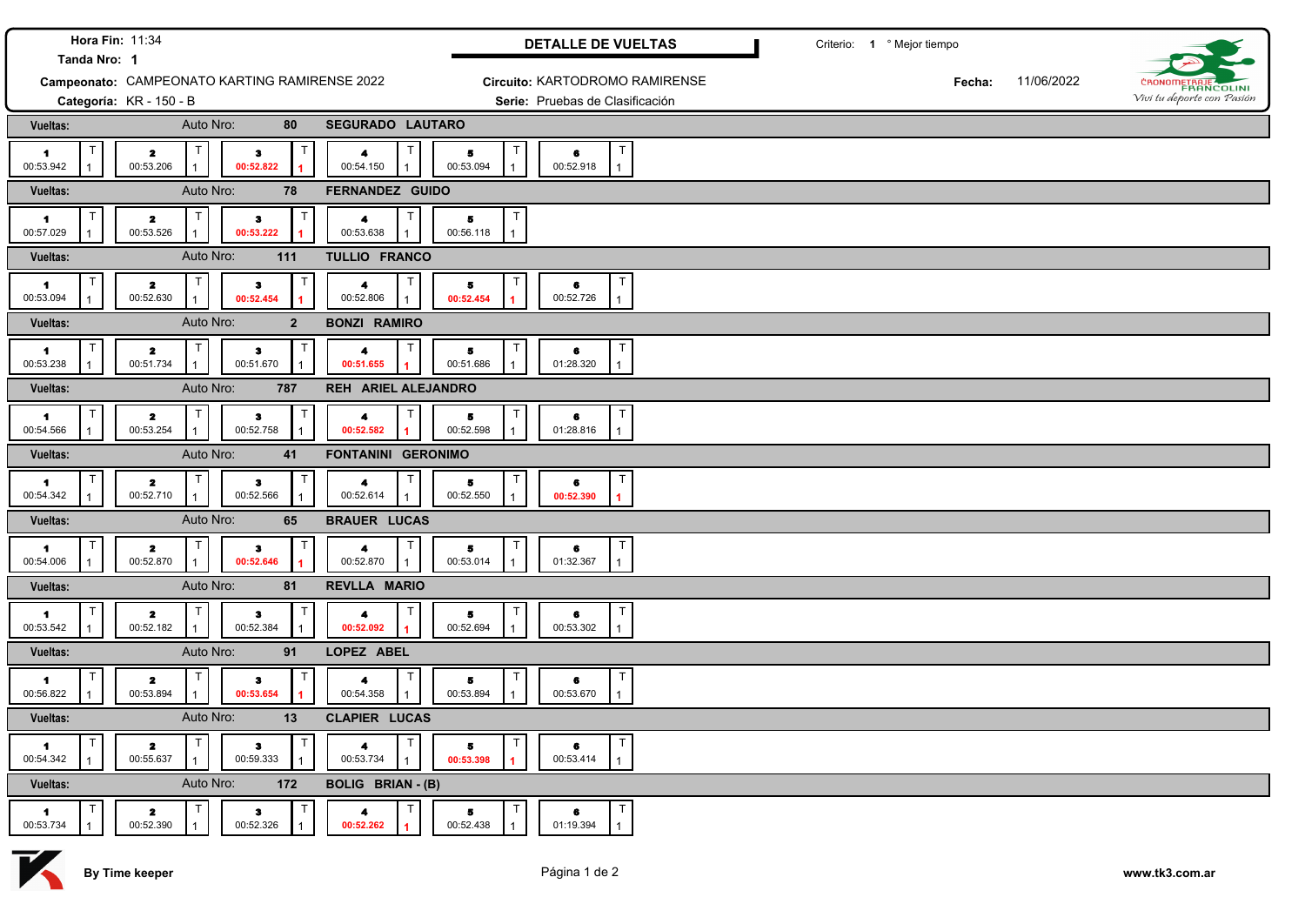**Hora Fin:** 11:34

**Tanda Nro:** 1

**Campeonato:** CAMPEONATO KARTING RAMIRENSE 2022

**Categoría:** KR - 150 - B

## DETALLE DE VUELTAS

**Circuito:** KARTODROMO RAMIRENSE

**Serie:** Pruebas de Clasificación

Criterio: 1 ° Mejor tiempo

**Fecha:** 11/06/2022

CRONOMETRAJE FRANCOLINI — *Viví tu deporte con Pasión*

| Vueltas: | Auto Nro: 80 | SEGURADO LAUTARO | | | |
|---|---|---|---|---|---|
| 1 — 00:53.942 (T 1) | 2 — 00:53.206 (T 1) | **3 — 00:52.822 (T 1)** | 4 — 00:54.150 (T 1) | 5 — 00:53.094 (T 1) | 6 — 00:52.918 (T 1) |

| Vueltas: | Auto Nro: 78 | FERNANDEZ GUIDO | | |
|---|---|---|---|---|
| 1 — 00:57.029 (T 1) | 2 — 00:53.526 (T 1) | **3 — 00:53.222 (T 1)** | 4 — 00:53.638 (T 1) | 5 — 00:56.118 (T 1) |

| Vueltas: | Auto Nro: 111 | TULLIO FRANCO | | | |
|---|---|---|---|---|---|
| 1 — 00:53.094 (T 1) | 2 — 00:52.630 (T 1) | **3 — 00:52.454 (T 1)** | 4 — 00:52.806 (T 1) | **5 — 00:52.454 (T 1)** | 6 — 00:52.726 (T 1) |

| Vueltas: | Auto Nro: 2 | BONZI RAMIRO | | | |
|---|---|---|---|---|---|
| 1 — 00:53.238 (T 1) | 2 — 00:51.734 (T 1) | 3 — 00:51.670 (T 1) | **4 — 00:51.655 (T 1)** | 5 — 00:51.686 (T 1) | 6 — 01:28.320 (T 1) |

| Vueltas: | Auto Nro: 787 | REH ARIEL ALEJANDRO | | | |
|---|---|---|---|---|---|
| 1 — 00:54.566 (T 1) | 2 — 00:53.254 (T 1) | 3 — 00:52.758 (T 1) | **4 — 00:52.582 (T 1)** | 5 — 00:52.598 (T 1) | 6 — 01:28.816 (T 1) |

| Vueltas: | Auto Nro: 41 | FONTANINI GERONIMO | | | |
|---|---|---|---|---|---|
| 1 — 00:54.342 (T 1) | 2 — 00:52.710 (T 1) | 3 — 00:52.566 (T 1) | 4 — 00:52.614 (T 1) | 5 — 00:52.550 (T 1) | **6 — 00:52.390 (T 1)** |

| Vueltas: | Auto Nro: 65 | BRAUER LUCAS | | | |
|---|---|---|---|---|---|
| 1 — 00:54.006 (T 1) | 2 — 00:52.870 (T 1) | **3 — 00:52.646 (T 1)** | 4 — 00:52.870 (T 1) | 5 — 00:53.014 (T 1) | 6 — 01:32.367 (T 1) |

| Vueltas: | Auto Nro: 81 | REVLLA MARIO | | | |
|---|---|---|---|---|---|
| 1 — 00:53.542 (T 1) | 2 — 00:52.182 (T 1) | 3 — 00:52.384 (T 1) | **4 — 00:52.092 (T 1)** | 5 — 00:52.694 (T 1) | 6 — 00:53.302 (T 1) |

| Vueltas: | Auto Nro: 91 | LOPEZ ABEL | | | |
|---|---|---|---|---|---|
| 1 — 00:56.822 (T 1) | 2 — 00:53.894 (T 1) | **3 — 00:53.654 (T 1)** | 4 — 00:54.358 (T 1) | 5 — 00:53.894 (T 1) | 6 — 00:53.670 (T 1) |

| Vueltas: | Auto Nro: 13 | CLAPIER LUCAS | | | |
|---|---|---|---|---|---|
| 1 — 00:54.342 (T 1) | 2 — 00:55.637 (T 1) | 3 — 00:59.333 (T 1) | 4 — 00:53.734 (T 1) | **5 — 00:53.398 (T 1)** | 6 — 00:53.414 (T 1) |

| Vueltas: | Auto Nro: 172 | BOLIG BRIAN - (B) | | | |
|---|---|---|---|---|---|
| 1 — 00:53.734 (T 1) | 2 — 00:52.390 (T 1) | 3 — 00:52.326 (T 1) | **4 — 00:52.262 (T 1)** | 5 — 00:52.438 (T 1) | 6 — 01:19.394 (T 1) |

**By Time keeper** — www.tk3.com.ar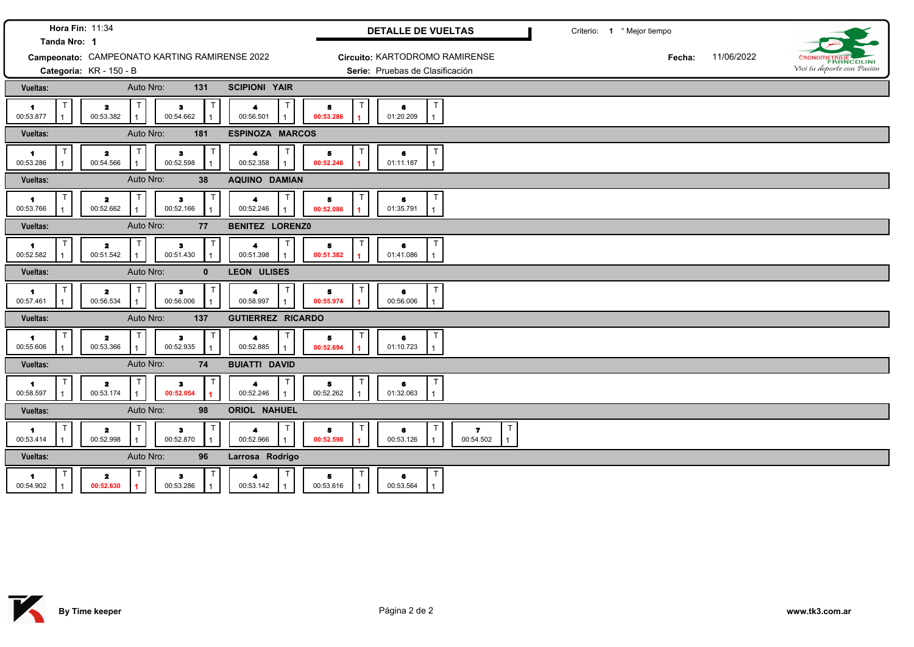**Hora Fin:** 11:34
**Tanda Nro:** 1

## DETALLE DE VUELTAS

Criterio: 1 ° Mejor tiempo

**Campeonato:** CAMPEONATO KARTING RAMIRENSE 2022
**Categoría:** KR - 150 - B

**Circuito:** KARTODROMO RAMIRENSE
**Serie:** Pruebas de Clasificación

**Fecha:** 11/06/2022

CRONOMETRAJE FRANCOLINI
*Viví tu deporte con Pasión*

| Vueltas: | Auto Nro: | Piloto | 1 | 2 | 3 | 4 | 5 | 6 | 7 |
|---|---|---|---|---|---|---|---|---|---|
| | 131 | SCIPIONI YAIR | 00:53.877 (T 1) | 00:53.382 (T 1) | 00:54.662 (T 1) | 00:56.501 (T 1) | **00:53.286** (T 1) | 01:20.209 (T 1) | |
| | 181 | ESPINOZA MARCOS | 00:53.286 (T 1) | 00:54.566 (T 1) | 00:52.598 (T 1) | 00:52.358 (T 1) | **00:52.246** (T 1) | 01:11.187 (T 1) | |
| | 38 | AQUINO DAMIAN | 00:53.766 (T 1) | 00:52.662 (T 1) | 00:52.166 (T 1) | 00:52.246 (T 1) | **00:52.086** (T 1) | 01:35.791 (T 1) | |
| | 77 | BENITEZ LORENZ0 | 00:52.582 (T 1) | 00:51.542 (T 1) | 00:51.430 (T 1) | 00:51.398 (T 1) | **00:51.382** (T 1) | 01:41.086 (T 1) | |
| | 0 | LEON ULISES | 00:57.461 (T 1) | 00:56.534 (T 1) | 00:56.006 (T 1) | 00:58.997 (T 1) | **00:55.974** (T 1) | 00:56.006 (T 1) | |
| | 137 | GUTIERREZ RICARDO | 00:55.606 (T 1) | 00:53.366 (T 1) | 00:52.935 (T 1) | 00:52.885 (T 1) | **00:52.694** (T 1) | 01:10.723 (T 1) | |
| | 74 | BUIATTI DAVID | 00:58.597 (T 1) | 00:53.174 (T 1) | **00:52.054** (T 1) | 00:52.246 (T 1) | 00:52.262 (T 1) | 01:32.063 (T 1) | |
| | 98 | ORIOL NAHUEL | 00:53.414 (T 1) | 00:52.998 (T 1) | 00:52.870 (T 1) | 00:52.966 (T 1) | **00:52.598** (T 1) | 00:53.126 (T 1) | 00:54.502 (T 1) |
| | 96 | Larrosa Rodrigo | 00:54.902 (T 1) | **00:52.630** (T 1) | 00:53.286 (T 1) | 00:53.142 (T 1) | 00:53.616 (T 1) | 00:53.564 (T 1) | |

By Time keeper

www.tk3.com.ar